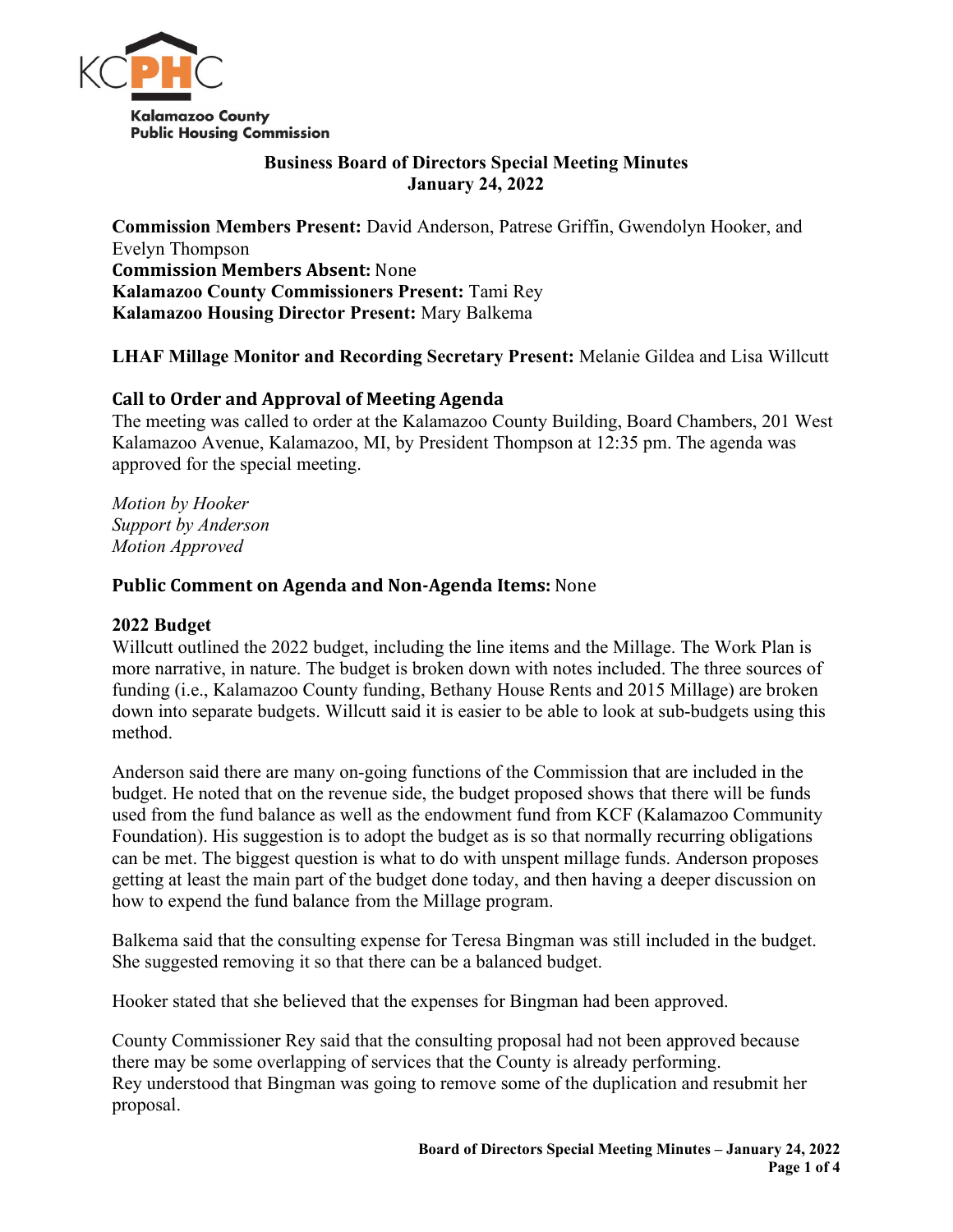Kalamazoo County Public Housing Commission

# Business Board of Directors Special Meeting Minutes
## January 24, 2022

**Commission Members Present:** David Anderson, Patrese Griffin, Gwendolyn Hooker, and Evelyn Thompson
**Commission Members Absent:** None
**Kalamazoo County Commissioners Present:** Tami Rey
**Kalamazoo Housing Director Present:** Mary Balkema

**LHAF Millage Monitor and Recording Secretary Present:** Melanie Gildea and Lisa Willcutt

### Call to Order and Approval of Meeting Agenda

The meeting was called to order at the Kalamazoo County Building, Board Chambers, 201 West Kalamazoo Avenue, Kalamazoo, MI, by President Thompson at 12:35 pm. The agenda was approved for the special meeting.

*Motion by Hooker*
*Support by Anderson*
*Motion Approved*

### Public Comment on Agenda and Non-Agenda Items: None

### 2022 Budget

Willcutt outlined the 2022 budget, including the line items and the Millage. The Work Plan is more narrative, in nature. The budget is broken down with notes included. The three sources of funding (i.e., Kalamazoo County funding, Bethany House Rents and 2015 Millage) are broken down into separate budgets. Willcutt said it is easier to be able to look at sub-budgets using this method.

Anderson said there are many on-going functions of the Commission that are included in the budget. He noted that on the revenue side, the budget proposed shows that there will be funds used from the fund balance as well as the endowment fund from KCF (Kalamazoo Community Foundation). His suggestion is to adopt the budget as is so that normally recurring obligations can be met. The biggest question is what to do with unspent millage funds. Anderson proposes getting at least the main part of the budget done today, and then having a deeper discussion on how to expend the fund balance from the Millage program.

Balkema said that the consulting expense for Teresa Bingman was still included in the budget. She suggested removing it so that there can be a balanced budget.

Hooker stated that she believed that the expenses for Bingman had been approved.

County Commissioner Rey said that the consulting proposal had not been approved because there may be some overlapping of services that the County is already performing.
Rey understood that Bingman was going to remove some of the duplication and resubmit her proposal.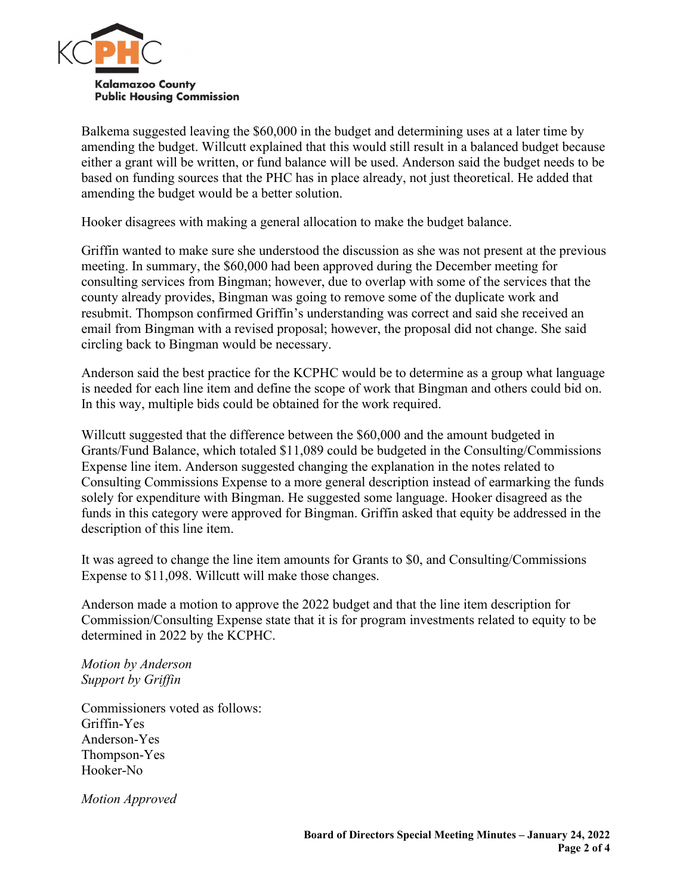Balkema suggested leaving the $60,000 in the budget and determining uses at a later time by amending the budget. Willcutt explained that this would still result in a balanced budget because either a grant will be written, or fund balance will be used. Anderson said the budget needs to be based on funding sources that the PHC has in place already, not just theoretical. He added that amending the budget would be a better solution.

Hooker disagrees with making a general allocation to make the budget balance.

Griffin wanted to make sure she understood the discussion as she was not present at the previous meeting. In summary, the $60,000 had been approved during the December meeting for consulting services from Bingman; however, due to overlap with some of the services that the county already provides, Bingman was going to remove some of the duplicate work and resubmit. Thompson confirmed Griffin's understanding was correct and said she received an email from Bingman with a revised proposal; however, the proposal did not change. She said circling back to Bingman would be necessary.

Anderson said the best practice for the KCPHC would be to determine as a group what language is needed for each line item and define the scope of work that Bingman and others could bid on. In this way, multiple bids could be obtained for the work required.

Willcutt suggested that the difference between the $60,000 and the amount budgeted in Grants/Fund Balance, which totaled $11,089 could be budgeted in the Consulting/Commissions Expense line item. Anderson suggested changing the explanation in the notes related to Consulting Commissions Expense to a more general description instead of earmarking the funds solely for expenditure with Bingman. He suggested some language. Hooker disagreed as the funds in this category were approved for Bingman. Griffin asked that equity be addressed in the description of this line item.

It was agreed to change the line item amounts for Grants to $0, and Consulting/Commissions Expense to $11,098. Willcutt will make those changes.

Anderson made a motion to approve the 2022 budget and that the line item description for Commission/Consulting Expense state that it is for program investments related to equity to be determined in 2022 by the KCPHC.

*Motion by Anderson*
*Support by Griffin*

Commissioners voted as follows:
Griffin-Yes
Anderson-Yes
Thompson-Yes
Hooker-No

*Motion Approved*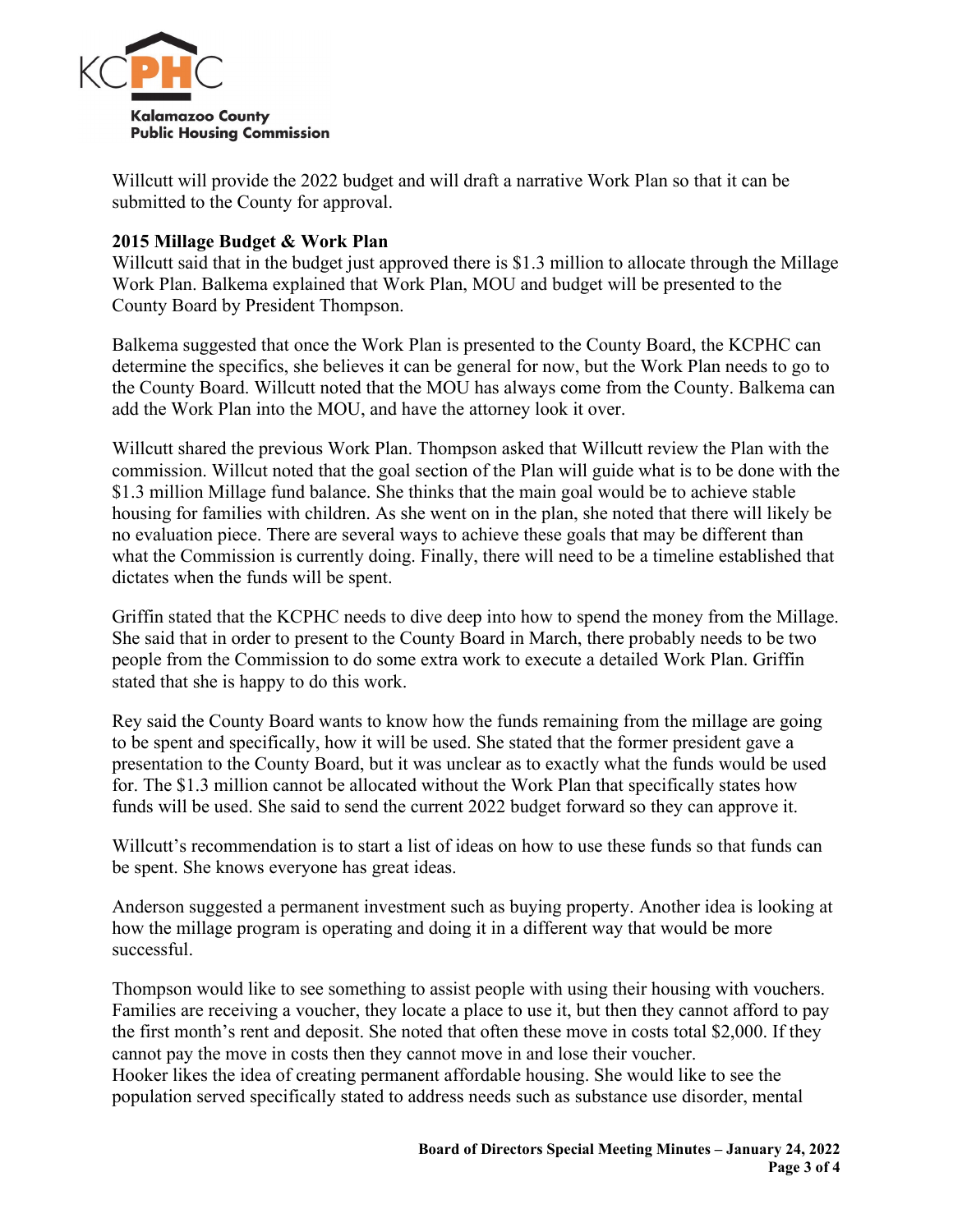Willcutt will provide the 2022 budget and will draft a narrative Work Plan so that it can be submitted to the County for approval.

**2015 Millage Budget & Work Plan**

Willcutt said that in the budget just approved there is $1.3 million to allocate through the Millage Work Plan. Balkema explained that Work Plan, MOU and budget will be presented to the County Board by President Thompson.

Balkema suggested that once the Work Plan is presented to the County Board, the KCPHC can determine the specifics, she believes it can be general for now, but the Work Plan needs to go to the County Board. Willcutt noted that the MOU has always come from the County. Balkema can add the Work Plan into the MOU, and have the attorney look it over.

Willcutt shared the previous Work Plan. Thompson asked that Willcutt review the Plan with the commission. Willcut noted that the goal section of the Plan will guide what is to be done with the $1.3 million Millage fund balance. She thinks that the main goal would be to achieve stable housing for families with children. As she went on in the plan, she noted that there will likely be no evaluation piece. There are several ways to achieve these goals that may be different than what the Commission is currently doing. Finally, there will need to be a timeline established that dictates when the funds will be spent.

Griffin stated that the KCPHC needs to dive deep into how to spend the money from the Millage. She said that in order to present to the County Board in March, there probably needs to be two people from the Commission to do some extra work to execute a detailed Work Plan. Griffin stated that she is happy to do this work.

Rey said the County Board wants to know how the funds remaining from the millage are going to be spent and specifically, how it will be used. She stated that the former president gave a presentation to the County Board, but it was unclear as to exactly what the funds would be used for. The $1.3 million cannot be allocated without the Work Plan that specifically states how funds will be used. She said to send the current 2022 budget forward so they can approve it.

Willcutt's recommendation is to start a list of ideas on how to use these funds so that funds can be spent. She knows everyone has great ideas.

Anderson suggested a permanent investment such as buying property. Another idea is looking at how the millage program is operating and doing it in a different way that would be more successful.

Thompson would like to see something to assist people with using their housing with vouchers. Families are receiving a voucher, they locate a place to use it, but then they cannot afford to pay the first month's rent and deposit. She noted that often these move in costs total $2,000. If they cannot pay the move in costs then they cannot move in and lose their voucher.
Hooker likes the idea of creating permanent affordable housing. She would like to see the population served specifically stated to address needs such as substance use disorder, mental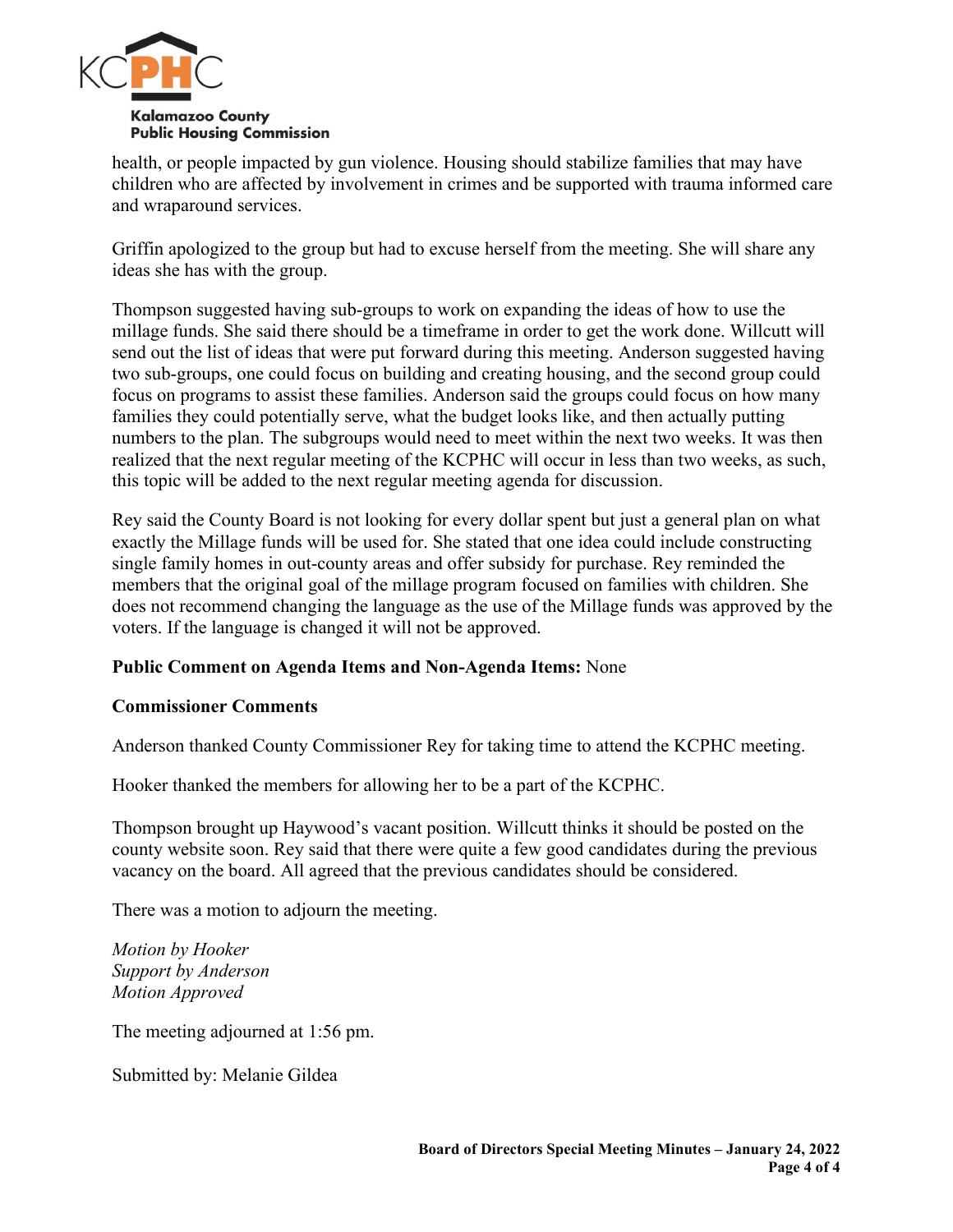health, or people impacted by gun violence. Housing should stabilize families that may have children who are affected by involvement in crimes and be supported with trauma informed care and wraparound services.

Griffin apologized to the group but had to excuse herself from the meeting. She will share any ideas she has with the group.

Thompson suggested having sub-groups to work on expanding the ideas of how to use the millage funds. She said there should be a timeframe in order to get the work done. Willcutt will send out the list of ideas that were put forward during this meeting. Anderson suggested having two sub-groups, one could focus on building and creating housing, and the second group could focus on programs to assist these families. Anderson said the groups could focus on how many families they could potentially serve, what the budget looks like, and then actually putting numbers to the plan. The subgroups would need to meet within the next two weeks. It was then realized that the next regular meeting of the KCPHC will occur in less than two weeks, as such, this topic will be added to the next regular meeting agenda for discussion.

Rey said the County Board is not looking for every dollar spent but just a general plan on what exactly the Millage funds will be used for. She stated that one idea could include constructing single family homes in out-county areas and offer subsidy for purchase. Rey reminded the members that the original goal of the millage program focused on families with children. She does not recommend changing the language as the use of the Millage funds was approved by the voters. If the language is changed it will not be approved.

**Public Comment on Agenda Items and Non-Agenda Items:** None

**Commissioner Comments**

Anderson thanked County Commissioner Rey for taking time to attend the KCPHC meeting.

Hooker thanked the members for allowing her to be a part of the KCPHC.

Thompson brought up Haywood's vacant position. Willcutt thinks it should be posted on the county website soon. Rey said that there were quite a few good candidates during the previous vacancy on the board. All agreed that the previous candidates should be considered.

There was a motion to adjourn the meeting.

*Motion by Hooker*
*Support by Anderson*
*Motion Approved*

The meeting adjourned at 1:56 pm.

Submitted by: Melanie Gildea